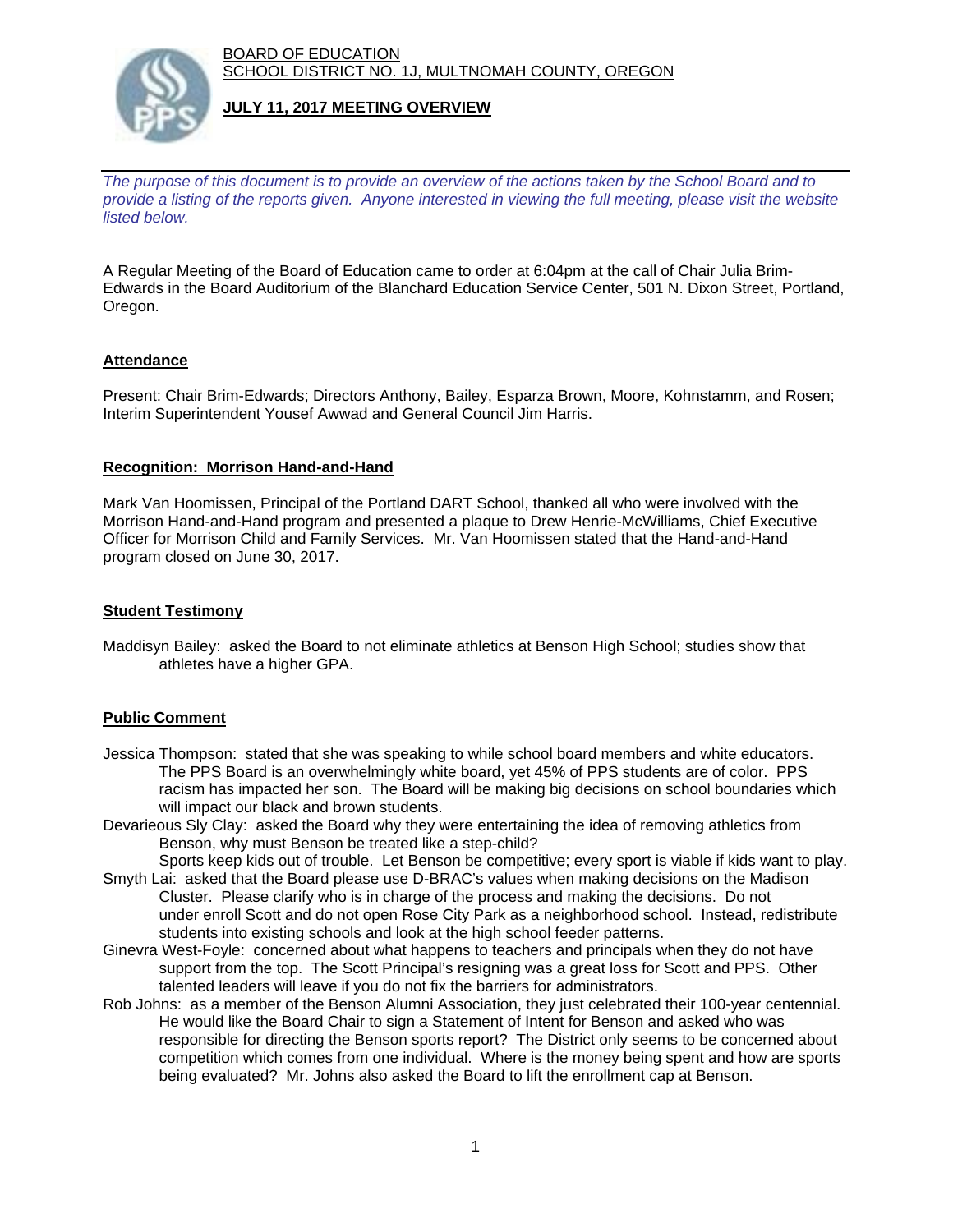BOARD OF EDUCATION
SCHOOL DISTRICT NO. 1J, MULTNOMAH COUNTY, OREGON

**JULY 11, 2017 MEETING OVERVIEW**

*The purpose of this document is to provide an overview of the actions taken by the School Board and to provide a listing of the reports given. Anyone interested in viewing the full meeting, please visit the website listed below.*

A Regular Meeting of the Board of Education came to order at 6:04pm at the call of Chair Julia Brim-Edwards in the Board Auditorium of the Blanchard Education Service Center, 501 N. Dixon Street, Portland, Oregon.

## Attendance

Present: Chair Brim-Edwards; Directors Anthony, Bailey, Esparza Brown, Moore, Kohnstamm, and Rosen; Interim Superintendent Yousef Awwad and General Council Jim Harris.

## Recognition: Morrison Hand-and-Hand

Mark Van Hoomissen, Principal of the Portland DART School, thanked all who were involved with the Morrison Hand-and-Hand program and presented a plaque to Drew Henrie-McWilliams, Chief Executive Officer for Morrison Child and Family Services. Mr. Van Hoomissen stated that the Hand-and-Hand program closed on June 30, 2017.

## Student Testimony

Maddisyn Bailey: asked the Board to not eliminate athletics at Benson High School; studies show that athletes have a higher GPA.

## Public Comment

Jessica Thompson: stated that she was speaking to while school board members and white educators. The PPS Board is an overwhelmingly white board, yet 45% of PPS students are of color. PPS racism has impacted her son. The Board will be making big decisions on school boundaries which will impact our black and brown students.

Devarieous Sly Clay: asked the Board why they were entertaining the idea of removing athletics from Benson, why must Benson be treated like a step-child?
Sports keep kids out of trouble. Let Benson be competitive; every sport is viable if kids want to play.

Smyth Lai: asked that the Board please use D-BRAC's values when making decisions on the Madison Cluster. Please clarify who is in charge of the process and making the decisions. Do not under enroll Scott and do not open Rose City Park as a neighborhood school. Instead, redistribute students into existing schools and look at the high school feeder patterns.

Ginevra West-Foyle: concerned about what happens to teachers and principals when they do not have support from the top. The Scott Principal's resigning was a great loss for Scott and PPS. Other talented leaders will leave if you do not fix the barriers for administrators.

Rob Johns: as a member of the Benson Alumni Association, they just celebrated their 100-year centennial. He would like the Board Chair to sign a Statement of Intent for Benson and asked who was responsible for directing the Benson sports report? The District only seems to be concerned about competition which comes from one individual. Where is the money being spent and how are sports being evaluated? Mr. Johns also asked the Board to lift the enrollment cap at Benson.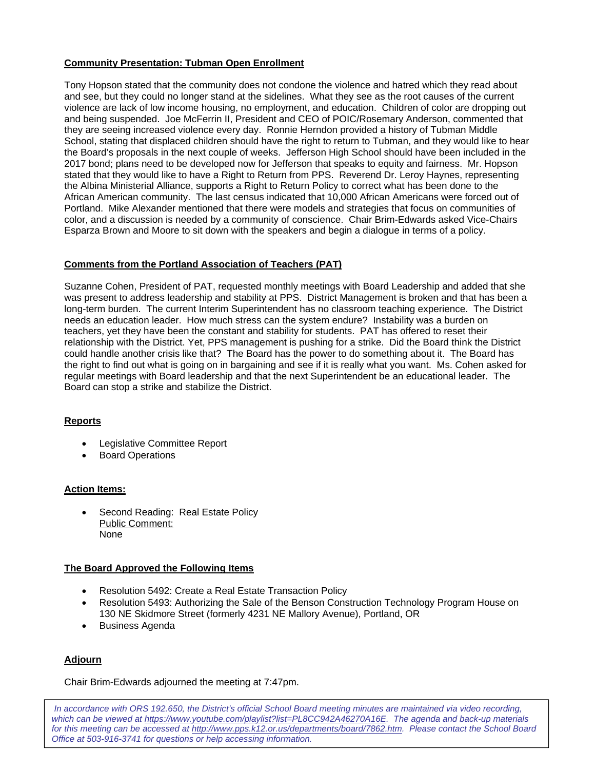**Community Presentation: Tubman Open Enrollment**

Tony Hopson stated that the community does not condone the violence and hatred which they read about and see, but they could no longer stand at the sidelines. What they see as the root causes of the current violence are lack of low income housing, no employment, and education. Children of color are dropping out and being suspended. Joe McFerrin II, President and CEO of POIC/Rosemary Anderson, commented that they are seeing increased violence every day. Ronnie Herndon provided a history of Tubman Middle School, stating that displaced children should have the right to return to Tubman, and they would like to hear the Board's proposals in the next couple of weeks. Jefferson High School should have been included in the 2017 bond; plans need to be developed now for Jefferson that speaks to equity and fairness. Mr. Hopson stated that they would like to have a Right to Return from PPS. Reverend Dr. Leroy Haynes, representing the Albina Ministerial Alliance, supports a Right to Return Policy to correct what has been done to the African American community. The last census indicated that 10,000 African Americans were forced out of Portland. Mike Alexander mentioned that there were models and strategies that focus on communities of color, and a discussion is needed by a community of conscience. Chair Brim-Edwards asked Vice-Chairs Esparza Brown and Moore to sit down with the speakers and begin a dialogue in terms of a policy.

**Comments from the Portland Association of Teachers (PAT)**

Suzanne Cohen, President of PAT, requested monthly meetings with Board Leadership and added that she was present to address leadership and stability at PPS. District Management is broken and that has been a long-term burden. The current Interim Superintendent has no classroom teaching experience. The District needs an education leader. How much stress can the system endure? Instability was a burden on teachers, yet they have been the constant and stability for students. PAT has offered to reset their relationship with the District. Yet, PPS management is pushing for a strike. Did the Board think the District could handle another crisis like that? The Board has the power to do something about it. The Board has the right to find out what is going on in bargaining and see if it is really what you want. Ms. Cohen asked for regular meetings with Board leadership and that the next Superintendent be an educational leader. The Board can stop a strike and stabilize the District.

**Reports**

- Legislative Committee Report
- Board Operations

**Action Items:**

- Second Reading: Real Estate Policy
  Public Comment:
  None

**The Board Approved the Following Items**

- Resolution 5492: Create a Real Estate Transaction Policy
- Resolution 5493: Authorizing the Sale of the Benson Construction Technology Program House on 130 NE Skidmore Street (formerly 4231 NE Mallory Avenue), Portland, OR
- Business Agenda

**Adjourn**

Chair Brim-Edwards adjourned the meeting at 7:47pm.

*In accordance with ORS 192.650, the District's official School Board meeting minutes are maintained via video recording, which can be viewed at https://www.youtube.com/playlist?list=PL8CC942A46270A16E. The agenda and back-up materials for this meeting can be accessed at http://www.pps.k12.or.us/departments/board/7862.htm. Please contact the School Board Office at 503-916-3741 for questions or help accessing information.*